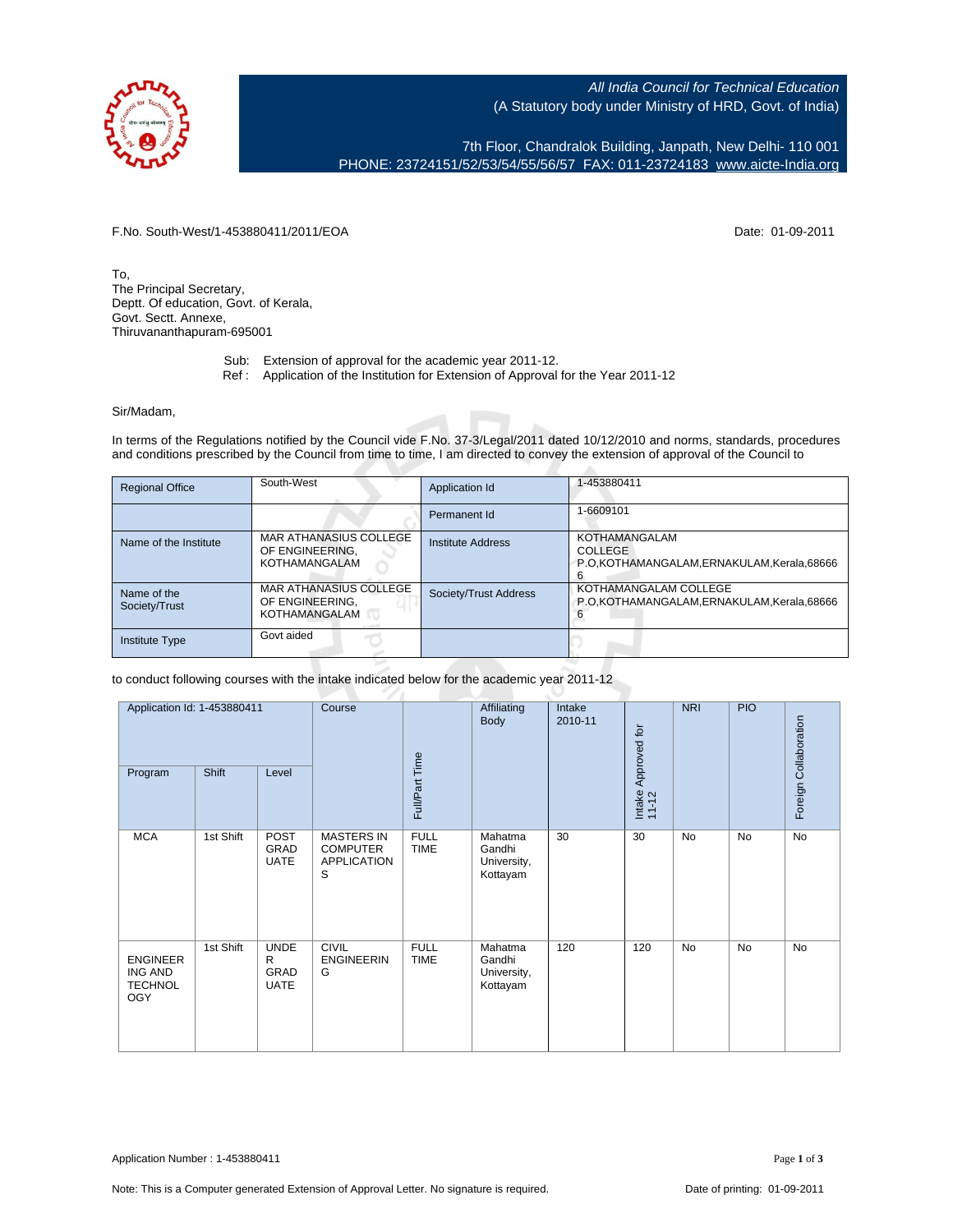All India Council for Technical Education
(A Statutory body under Ministry of HRD, Govt. of India)

7th Floor, Chandralok Building, Janpath, New Delhi- 110 001
PHONE: 23724151/52/53/54/55/56/57 FAX: 011-23724183 www.aicte-India.org

F.No. South-West/1-453880411/2011/EOA Date: 01-09-2011

To,
The Principal Secretary,
Deptt. Of education, Govt. of Kerala,
Govt. Sectt. Annexe,
Thiruvananthapuram-695001

Sub: Extension of approval for the academic year 2011-12.
Ref : Application of the Institution for Extension of Approval for the Year 2011-12

Sir/Madam,

In terms of the Regulations notified by the Council vide F.No. 37-3/Legal/2011 dated 10/12/2010 and norms, standards, procedures and conditions prescribed by the Council from time to time, I am directed to convey the extension of approval of the Council to

| Regional Office | South-West | Application Id | 1-453880411 |
|---|---|---|---|
| | | Permanent Id | 1-6609101 |
| Name of the Institute | MAR ATHANASIUS COLLEGE OF ENGINEERING, KOTHAMANGALAM | Institute Address | KOTHAMANGALAM COLLEGE P.O,KOTHAMANGALAM,ERNAKULAM,Kerala,686666 |
| Name of the Society/Trust | MAR ATHANASIUS COLLEGE OF ENGINEERING, KOTHAMANGALAM | Society/Trust Address | KOTHAMANGALAM COLLEGE P.O,KOTHAMANGALAM,ERNAKULAM,Kerala,686666 |
| Institute Type | Govt aided | | |

to conduct following courses with the intake indicated below for the academic year 2011-12

| Application Id: 1-453880411 | | | Course | Full/Part Time | Affiliating Body | Intake 2010-11 | Intake Approved for 11-12 | NRI | PIO | Foreign Collaboration |
|---|---|---|---|---|---|---|---|---|---|---|
| Program | Shift | Level | | | | | | | | |
| MCA | 1st Shift | POST GRADUATE | MASTERS IN COMPUTER APPLICATIONS | FULL TIME | Mahatma Gandhi University, Kottayam | 30 | 30 | No | No | No |
| ENGINEERING AND TECHNOLOGY | 1st Shift | UNDER GRADUATE | CIVIL ENGINEERING | FULL TIME | Mahatma Gandhi University, Kottayam | 120 | 120 | No | No | No |

Application Number : 1-453880411

Note: This is a Computer generated Extension of Approval Letter. No signature is required. Date of printing: 01-09-2011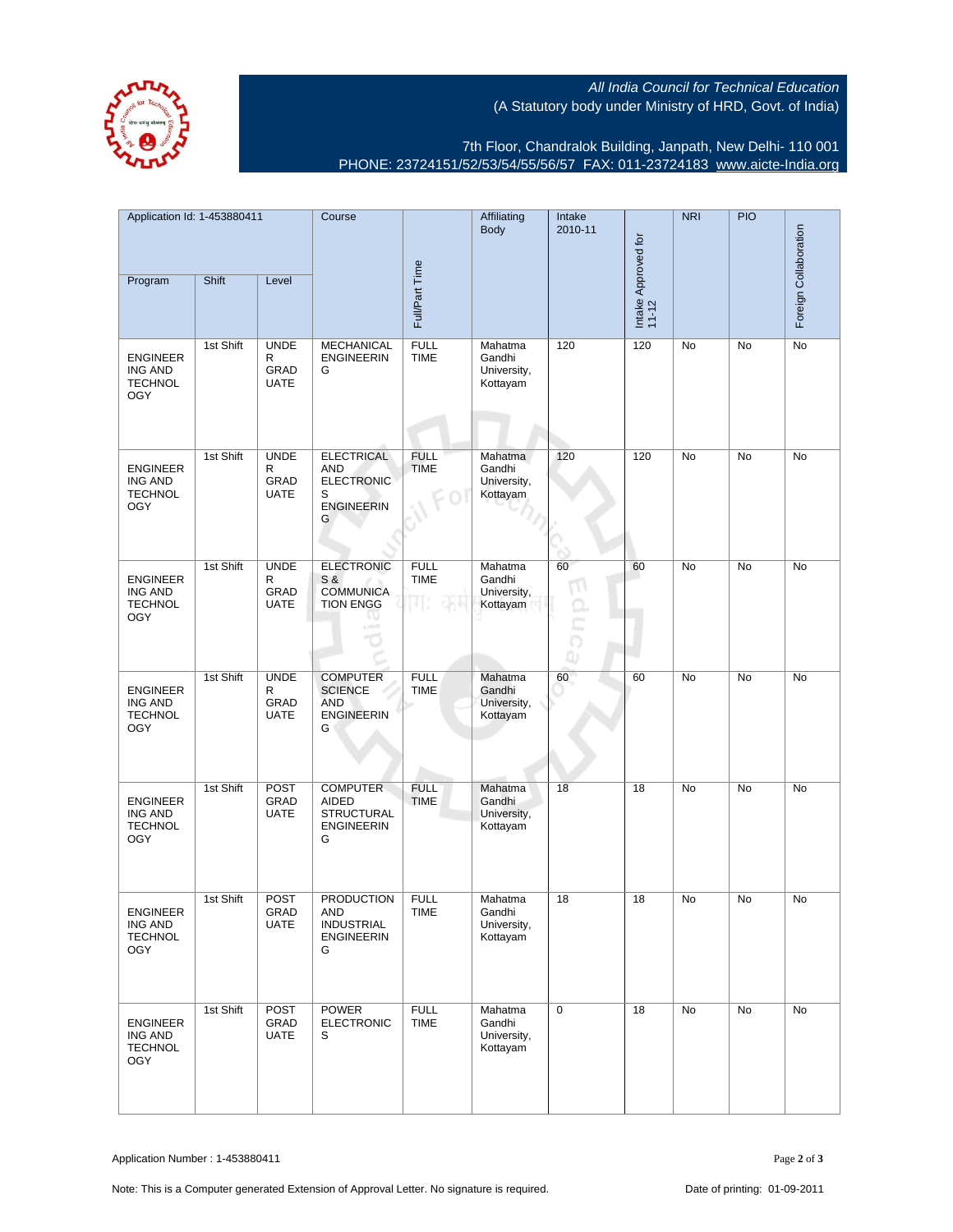All India Council for Technical Education
(A Statutory body under Ministry of HRD, Govt. of India)

7th Floor, Chandralok Building, Janpath, New Delhi- 110 001
PHONE: 23724151/52/53/54/55/56/57 FAX: 011-23724183 www.aicte-India.org

| Application Id: 1-453880411 | | | Course | Full/Part Time | Affiliating Body | Intake 2010-11 | Intake Approved for 11-12 | NRI | PIO | Foreign Collaboration |
|---|---|---|---|---|---|---|---|---|---|---|
| Program | Shift | Level | | | | | | | | |
| ENGINEERING AND TECHNOLOGY | 1st Shift | UNDER GRADUATE | MECHANICAL ENGINEERING | FULL TIME | Mahatma Gandhi University, Kottayam | 120 | 120 | No | No | No |
| ENGINEERING AND TECHNOLOGY | 1st Shift | UNDER GRADUATE | ELECTRICAL AND ELECTRONICS ENGINEERING | FULL TIME | Mahatma Gandhi University, Kottayam | 120 | 120 | No | No | No |
| ENGINEERING AND TECHNOLOGY | 1st Shift | UNDER GRADUATE | ELECTRONICS & COMMUNICATION ENGG | FULL TIME | Mahatma Gandhi University, Kottayam | 60 | 60 | No | No | No |
| ENGINEERING AND TECHNOLOGY | 1st Shift | UNDER GRADUATE | COMPUTER SCIENCE AND ENGINEERING | FULL TIME | Mahatma Gandhi University, Kottayam | 60 | 60 | No | No | No |
| ENGINEERING AND TECHNOLOGY | 1st Shift | POST GRADUATE | COMPUTER AIDED STRUCTURAL ENGINEERING | FULL TIME | Mahatma Gandhi University, Kottayam | 18 | 18 | No | No | No |
| ENGINEERING AND TECHNOLOGY | 1st Shift | POST GRADUATE | PRODUCTION AND INDUSTRIAL ENGINEERING | FULL TIME | Mahatma Gandhi University, Kottayam | 18 | 18 | No | No | No |
| ENGINEERING AND TECHNOLOGY | 1st Shift | POST GRADUATE | POWER ELECTRONICS | FULL TIME | Mahatma Gandhi University, Kottayam | 0 | 18 | No | No | No |

Application Number : 1-453880411

Note: This is a Computer generated Extension of Approval Letter. No signature is required.

Date of printing: 01-09-2011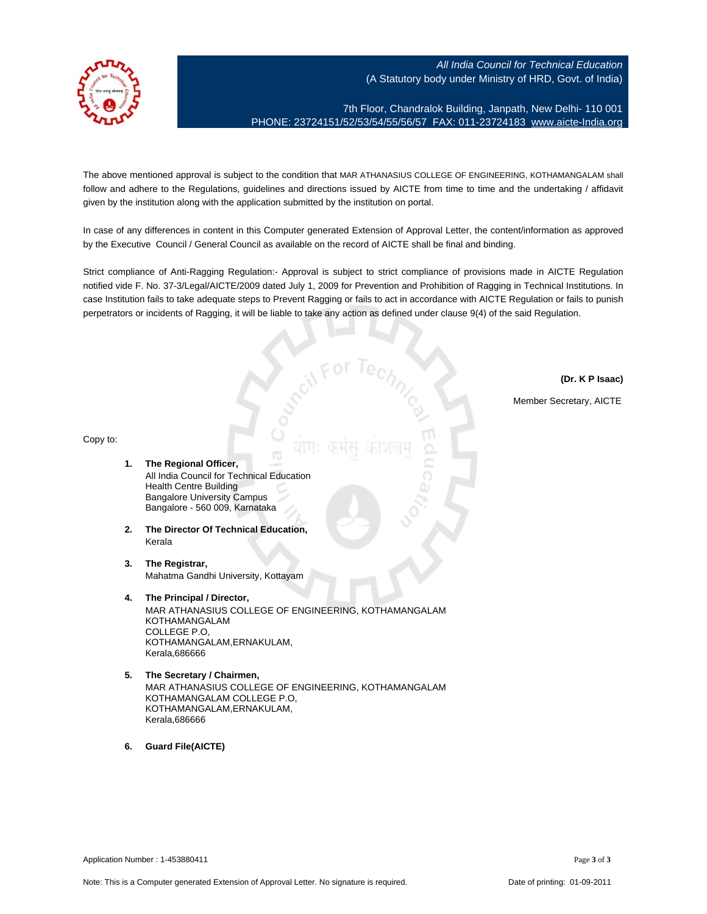All India Council for Technical Education
(A Statutory body under Ministry of HRD, Govt. of India)

7th Floor, Chandralok Building, Janpath, New Delhi- 110 001
PHONE: 23724151/52/53/54/55/56/57 FAX: 011-23724183 www.aicte-India.org

The above mentioned approval is subject to the condition that MAR ATHANASIUS COLLEGE OF ENGINEERING, KOTHAMANGALAM shall follow and adhere to the Regulations, guidelines and directions issued by AICTE from time to time and the undertaking / affidavit given by the institution along with the application submitted by the institution on portal.

In case of any differences in content in this Computer generated Extension of Approval Letter, the content/information as approved by the Executive Council / General Council as available on the record of AICTE shall be final and binding.

Strict compliance of Anti-Ragging Regulation:- Approval is subject to strict compliance of provisions made in AICTE Regulation notified vide F. No. 37-3/Legal/AICTE/2009 dated July 1, 2009 for Prevention and Prohibition of Ragging in Technical Institutions. In case Institution fails to take adequate steps to Prevent Ragging or fails to act in accordance with AICTE Regulation or fails to punish perpetrators or incidents of Ragging, it will be liable to take any action as defined under clause 9(4) of the said Regulation.

**(Dr. K P Isaac)**

Member Secretary, AICTE

Copy to:

1. **The Regional Officer,**
   All India Council for Technical Education
   Health Centre Building
   Bangalore University Campus
   Bangalore - 560 009, Karnataka

2. **The Director Of Technical Education,**
   Kerala

3. **The Registrar,**
   Mahatma Gandhi University, Kottayam

4. **The Principal / Director,**
   MAR ATHANASIUS COLLEGE OF ENGINEERING, KOTHAMANGALAM
   KOTHAMANGALAM
   COLLEGE P.O,
   KOTHAMANGALAM,ERNAKULAM,
   Kerala,686666

5. **The Secretary / Chairmen,**
   MAR ATHANASIUS COLLEGE OF ENGINEERING, KOTHAMANGALAM
   KOTHAMANGALAM COLLEGE P.O,
   KOTHAMANGALAM,ERNAKULAM,
   Kerala,686666

6. **Guard File(AICTE)**

Application Number : 1-453880411

Note: This is a Computer generated Extension of Approval Letter. No signature is required.

Date of printing: 01-09-2011